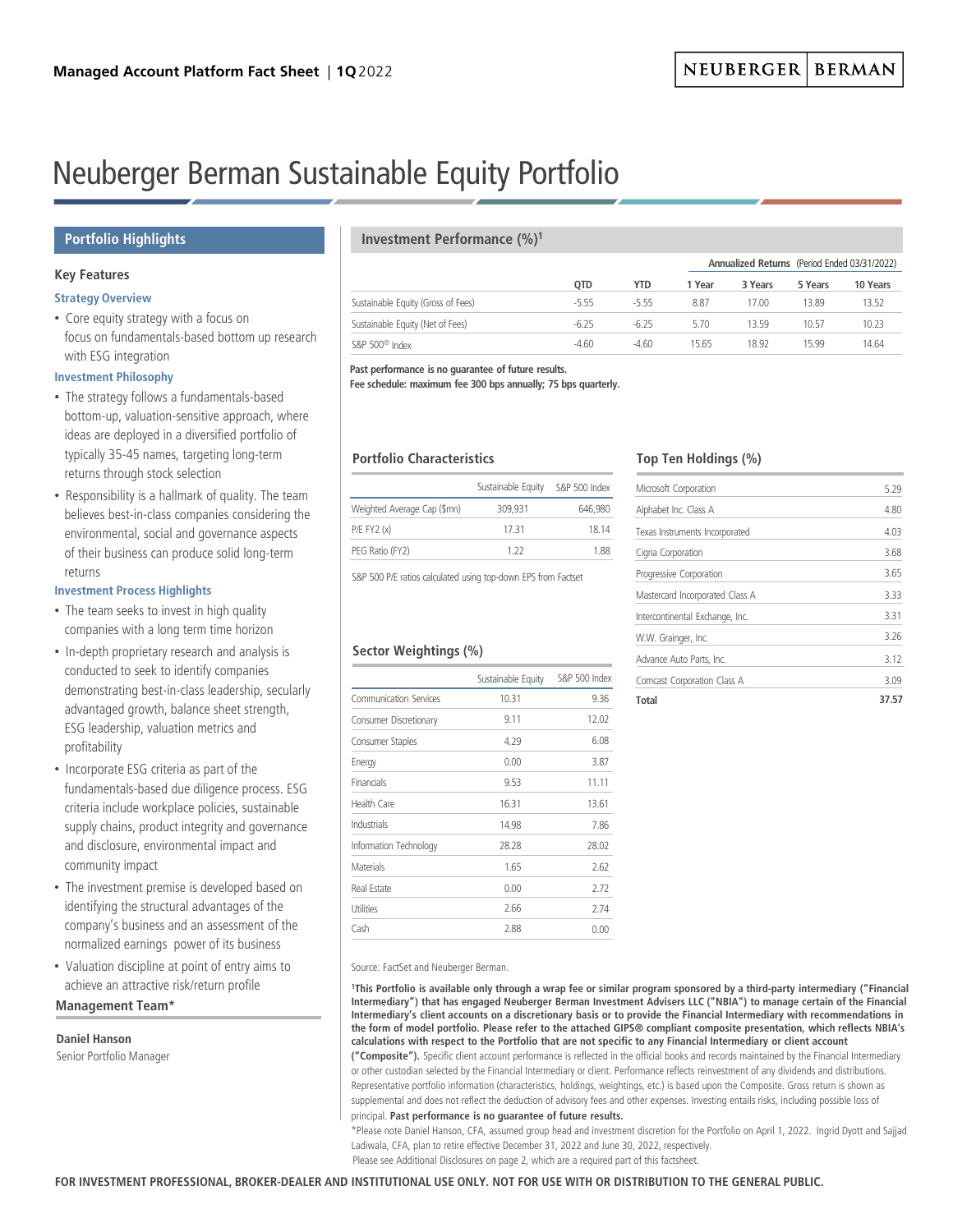Managed Account Platform Fact Sheet | 1Q 2022

# Neuberger Berman Sustainable Equity Portfolio

## Portfolio Highlights

### Key Features

**Strategy Overview**

- Core equity strategy with a focus on focus on fundamentals-based bottom up research with ESG integration

**Investment Philosophy**

- The strategy follows a fundamentals-based bottom-up, valuation-sensitive approach, where ideas are deployed in a diversified portfolio of typically 35-45 names, targeting long-term returns through stock selection
- Responsibility is a hallmark of quality. The team believes best-in-class companies considering the environmental, social and governance aspects of their business can produce solid long-term returns

**Investment Process Highlights**

- The team seeks to invest in high quality companies with a long term time horizon
- In-depth proprietary research and analysis is conducted to seek to identify companies demonstrating best-in-class leadership, secularly advantaged growth, balance sheet strength, ESG leadership, valuation metrics and profitability
- Incorporate ESG criteria as part of the fundamentals-based due diligence process. ESG criteria include workplace policies, sustainable supply chains, product integrity and governance and disclosure, environmental impact and community impact
- The investment premise is developed based on identifying the structural advantages of the company's business and an assessment of the normalized earnings power of its business
- Valuation discipline at point of entry aims to achieve an attractive risk/return profile

### Management Team*

**Daniel Hanson**
Senior Portfolio Manager

## Investment Performance (%)[1]

| | | | Annualized Returns (Period Ended 03/31/2022) | | | |
|---|---|---|---|---|---|---|
| | QTD | YTD | 1 Year | 3 Years | 5 Years | 10 Years |
| Sustainable Equity (Gross of Fees) | -5.55 | -5.55 | 8.87 | 17.00 | 13.89 | 13.52 |
| Sustainable Equity (Net of Fees) | -6.25 | -6.25 | 5.70 | 13.59 | 10.57 | 10.23 |
| S&P 500® Index | -4.60 | -4.60 | 15.65 | 18.92 | 15.99 | 14.64 |

**Past performance is no guarantee of future results.**
**Fee schedule: maximum fee 300 bps annually; 75 bps quarterly.**

### Portfolio Characteristics

| | Sustainable Equity | S&P 500 Index |
|---|---|---|
| Weighted Average Cap ($mn) | 309,931 | 646,980 |
| P/E FY2 (x) | 17.31 | 18.14 |
| PEG Ratio (FY2) | 1.22 | 1.88 |

S&P 500 P/E ratios calculated using top-down EPS from Factset

### Top Ten Holdings (%)

| | |
|---|---|
| Microsoft Corporation | 5.29 |
| Alphabet Inc. Class A | 4.80 |
| Texas Instruments Incorporated | 4.03 |
| Cigna Corporation | 3.68 |
| Progressive Corporation | 3.65 |
| Mastercard Incorporated Class A | 3.33 |
| Intercontinental Exchange, Inc. | 3.31 |
| W.W. Grainger, Inc. | 3.26 |
| Advance Auto Parts, Inc. | 3.12 |
| Comcast Corporation Class A | 3.09 |
| **Total** | **37.57** |

### Sector Weightings (%)

| | Sustainable Equity | S&P 500 Index |
|---|---|---|
| Communication Services | 10.31 | 9.36 |
| Consumer Discretionary | 9.11 | 12.02 |
| Consumer Staples | 4.29 | 6.08 |
| Energy | 0.00 | 3.87 |
| Financials | 9.53 | 11.11 |
| Health Care | 16.31 | 13.61 |
| Industrials | 14.98 | 7.86 |
| Information Technology | 28.28 | 28.02 |
| Materials | 1.65 | 2.62 |
| Real Estate | 0.00 | 2.72 |
| Utilities | 2.66 | 2.74 |
| Cash | 2.88 | 0.00 |

Source: FactSet and Neuberger Berman.

[1]**This Portfolio is available only through a wrap fee or similar program sponsored by a third-party intermediary ("Financial Intermediary") that has engaged Neuberger Berman Investment Advisers LLC ("NBIA") to manage certain of the Financial Intermediary's client accounts on a discretionary basis or to provide the Financial Intermediary with recommendations in the form of model portfolio. Please refer to the attached GIPS® compliant composite presentation, which reflects NBIA's calculations with respect to the Portfolio that are not specific to any Financial Intermediary or client account ("Composite").** Specific client account performance is reflected in the official books and records maintained by the Financial Intermediary or other custodian selected by the Financial Intermediary or client. Performance reflects reinvestment of any dividends and distributions. Representative portfolio information (characteristics, holdings, weightings, etc.) is based upon the Composite. Gross return is shown as supplemental and does not reflect the deduction of advisory fees and other expenses. Investing entails risks, including possible loss of principal. **Past performance is no guarantee of future results.**

*Please note Daniel Hanson, CFA, assumed group head and investment discretion for the Portfolio on April 1, 2022. Ingrid Dyott and Sajjad Ladiwala, CFA, plan to retire effective December 31, 2022 and June 30, 2022, respectively.

Please see Additional Disclosures on page 2, which are a required part of this factsheet.

**FOR INVESTMENT PROFESSIONAL, BROKER-DEALER AND INSTITUTIONAL USE ONLY. NOT FOR USE WITH OR DISTRIBUTION TO THE GENERAL PUBLIC.**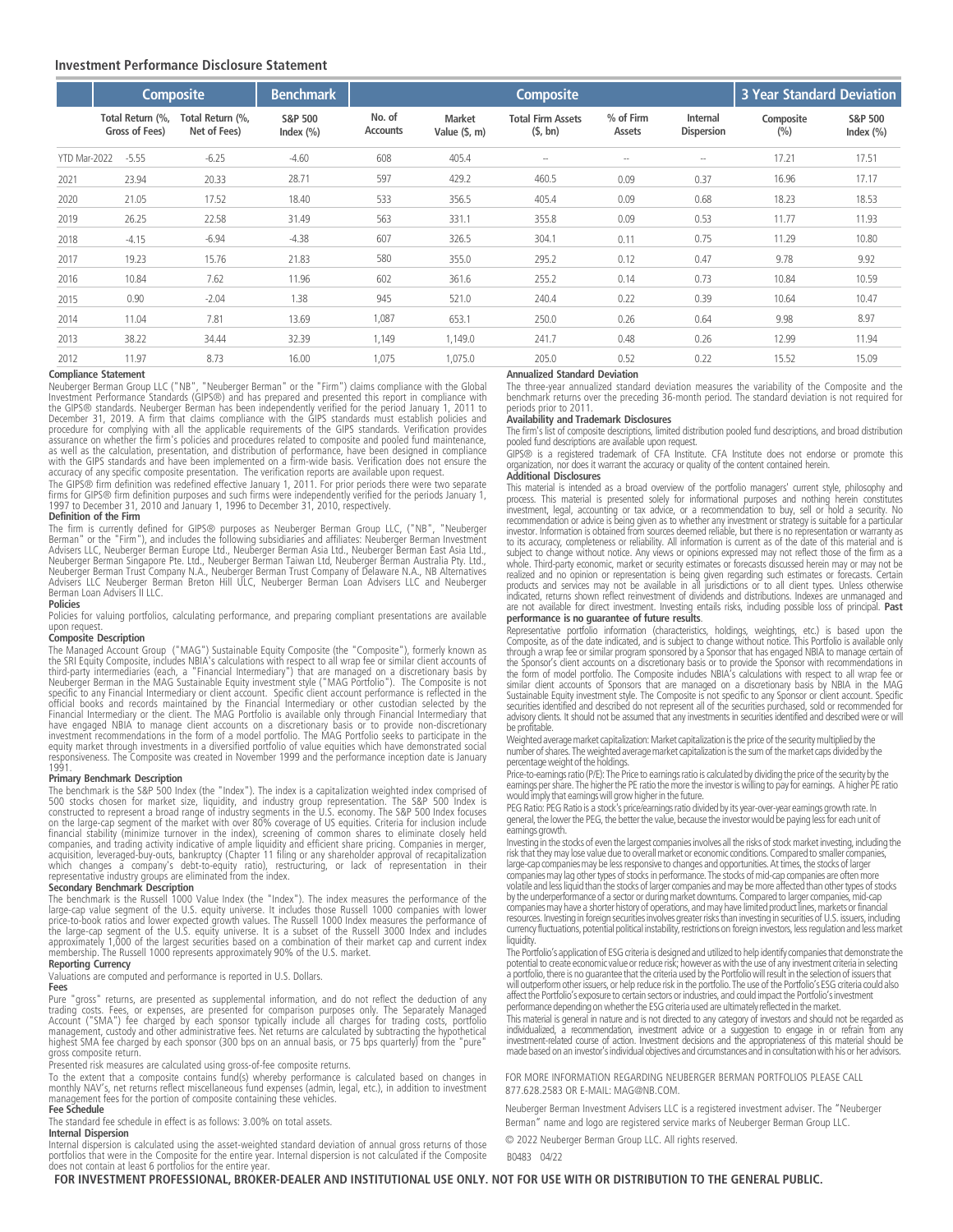## Investment Performance Disclosure Statement

| | Composite | | Benchmark | Composite | | | | | 3 Year Standard Deviation | |
|---|---|---|---|---|---|---|---|---|---|---|
| | Total Return (%, Gross of Fees) | Total Return (%, Net of Fees) | S&P 500 Index (%) | No. of Accounts | Market Value ($, m) | Total Firm Assets ($, bn) | % of Firm Assets | Internal Dispersion | Composite (%) | S&P 500 Index (%) |
| YTD Mar-2022 | -5.55 | -6.25 | -4.60 | 608 | 405.4 | -- | -- | -- | 17.21 | 17.51 |
| 2021 | 23.94 | 20.33 | 28.71 | 597 | 429.2 | 460.5 | 0.09 | 0.37 | 16.96 | 17.17 |
| 2020 | 21.05 | 17.52 | 18.40 | 533 | 356.5 | 405.4 | 0.09 | 0.68 | 18.23 | 18.53 |
| 2019 | 26.25 | 22.58 | 31.49 | 563 | 331.1 | 355.8 | 0.09 | 0.53 | 11.77 | 11.93 |
| 2018 | -4.15 | -6.94 | -4.38 | 607 | 326.5 | 304.1 | 0.11 | 0.75 | 11.29 | 10.80 |
| 2017 | 19.23 | 15.76 | 21.83 | 580 | 355.0 | 295.2 | 0.12 | 0.47 | 9.78 | 9.92 |
| 2016 | 10.84 | 7.62 | 11.96 | 602 | 361.6 | 255.2 | 0.14 | 0.73 | 10.84 | 10.59 |
| 2015 | 0.90 | -2.04 | 1.38 | 945 | 521.0 | 240.4 | 0.22 | 0.39 | 10.64 | 10.47 |
| 2014 | 11.04 | 7.81 | 13.69 | 1,087 | 653.1 | 250.0 | 0.26 | 0.64 | 9.98 | 8.97 |
| 2013 | 38.22 | 34.44 | 32.39 | 1,149 | 1,149.0 | 241.7 | 0.48 | 0.26 | 12.99 | 11.94 |
| 2012 | 11.97 | 8.73 | 16.00 | 1,075 | 1,075.0 | 205.0 | 0.52 | 0.22 | 15.52 | 15.09 |

**Compliance Statement**

Neuberger Berman Group LLC ("NB", "Neuberger Berman" or the "Firm") claims compliance with the Global Investment Performance Standards (GIPS®) and has prepared and presented this report in compliance with the GIPS® standards. Neuberger Berman has been independently verified for the period January 1, 2011 to December 31, 2019. A firm that claims compliance with the GIPS standards must establish policies and procedure for complying with all the applicable requirements of the GIPS standards. Verification provides assurance on whether the firm's policies and procedures related to composite and pooled fund maintenance, as well as the calculation, presentation, and distribution of performance, have been designed in compliance with the GIPS standards and have been implemented on a firm-wide basis. Verification does not ensure the accuracy of any specific composite presentation. The verification reports are available upon request.

The GIPS® firm definition was redefined effective January 1, 2011. For prior periods there were two separate firms for GIPS® firm definition purposes and such firms were independently verified for the periods January 1, 1997 to December 31, 2010 and January 1, 1996 to December 31, 2010, respectively.

**Definition of the Firm**

The firm is currently defined for GIPS® purposes as Neuberger Berman Group LLC, ("NB", "Neuberger Berman" or the "Firm"), and includes the following subsidiaries and affiliates: Neuberger Berman Investment Advisers LLC, Neuberger Berman Europe Ltd., Neuberger Berman Asia Ltd., Neuberger Berman East Asia Ltd., Neuberger Berman Singapore Pte. Ltd., Neuberger Berman Taiwan Ltd, Neuberger Berman Australia Pty. Ltd., Neuberger Berman Trust Company N.A., Neuberger Berman Trust Company of Delaware N.A., NB Alternatives Advisers LLC Neuberger Berman Breton Hill ULC, Neuberger Berman Loan Advisers LLC and Neuberger Berman Loan Advisers II LLC.

**Policies**

Policies for valuing portfolios, calculating performance, and preparing compliant presentations are available upon request.

**Composite Description**

The Managed Account Group ("MAG") Sustainable Equity Composite (the "Composite"), formerly known as the SRI Equity Composite, includes NBIA's calculations with respect to all wrap fee or similar client accounts of third-party intermediaries (each, a "Financial Intermediary") that are managed on a discretionary basis by Neuberger Berman in the MAG Sustainable Equity investment style ("MAG Portfolio"). The Composite is not specific to any Financial Intermediary or client account. Specific client account performance is reflected in the official books and records maintained by the Financial Intermediary or other custodian selected by the Financial Intermediary or the client. The MAG Portfolio is available only through Financial Intermediary that have engaged NBIA to manage client accounts on a discretionary basis or to provide non-discretionary investment recommendations in the form of a model portfolio. The MAG Portfolio seeks to participate in the equity market through investments in a diversified portfolio of value equities which have demonstrated social responsiveness. The Composite was created in November 1999 and the performance inception date is January 1991.

**Primary Benchmark Description**

The benchmark is the S&P 500 Index (the "Index"). The index is a capitalization weighted index comprised of 500 stocks chosen for market size, liquidity, and industry group representation. The S&P 500 Index is constructed to represent a broad range of industry segments in the U.S. economy. The S&P 500 Index focuses on the large-cap segment of the market with over 80% coverage of US equities. Criteria for inclusion include financial stability (minimize turnover in the index), screening of common shares to eliminate closely held companies, and trading activity indicative of ample liquidity and efficient share pricing. Companies in merger, acquisition, leveraged-buy-outs, bankruptcy (Chapter 11 filing or any shareholder approval of recapitalization which changes a company's debt-to-equity ratio), restructuring, or lack of representation in their representative industry groups are eliminated from the index.

**Secondary Benchmark Description**

The benchmark is the Russell 1000 Value Index (the "Index"). The index measures the performance of the large-cap value segment of the U.S. equity universe. It includes those Russell 1000 companies with lower price-to-book ratios and lower expected growth values. The Russell 1000 Index measures the performance of the large-cap segment of the U.S. equity universe. It is a subset of the Russell 3000 Index and includes approximately 1,000 of the largest securities based on a combination of their market cap and current index membership. The Russell 1000 represents approximately 90% of the U.S. market.

**Reporting Currency**

Valuations are computed and performance is reported in U.S. Dollars.

**Fees**

Pure "gross" returns, are presented as supplemental information, and do not reflect the deduction of any trading costs. Fees, or expenses, are presented for comparison purposes only. The Separately Managed Account ("SMA") fee charged by each sponsor typically include all charges for trading costs, portfolio management, custody and other administrative fees. Net returns are calculated by subtracting the hypothetical highest SMA fee charged by each sponsor (300 bps on an annual basis, or 75 bps quarterly) from the "pure" gross composite return.

Presented risk measures are calculated using gross-of-fee composite returns.

To the extent that a composite contains fund(s) whereby performance is calculated based on changes in monthly NAV's, net returns reflect miscellaneous fund expenses (admin, legal, etc.), in addition to investment management fees for the portion of composite containing these vehicles.

**Fee Schedule**

The standard fee schedule in effect is as follows: 3.00% on total assets.

**Internal Dispersion**

Internal dispersion is calculated using the asset-weighted standard deviation of annual gross returns of those portfolios that were in the Composite for the entire year. Internal dispersion is not calculated if the Composite does not contain at least 6 portfolios for the entire year.

**Annualized Standard Deviation**

The three-year annualized standard deviation measures the variability of the Composite and the benchmark returns over the preceding 36-month period. The standard deviation is not required for periods prior to 2011.

**Availability and Trademark Disclosures**

The firm's list of composite descriptions, limited distribution pooled fund descriptions, and broad distribution pooled fund descriptions are available upon request.

GIPS® is a registered trademark of CFA Institute. CFA Institute does not endorse or promote this organization, nor does it warrant the accuracy or quality of the content contained herein.

**Additional Disclosures**

This material is intended as a broad overview of the portfolio managers' current style, philosophy and process. This material is presented solely for informational purposes and nothing herein constitutes investment, legal, accounting or tax advice, or a recommendation to buy, sell or hold a security. No recommendation or advice is being given as to whether any investment or strategy is suitable for a particular investor. Information is obtained from sources deemed reliable, but there is no representation or warranty as to its accuracy, completeness or reliability. All information is current as of the date of this material and is subject to change without notice. Any views or opinions expressed may not reflect those of the firm as a whole. Third-party economic, market or security estimates or forecasts discussed herein may or may not be realized and no opinion or representation is being given regarding such estimates or forecasts. Certain products and services may not be available in all jurisdictions or to all client types. Unless otherwise indicated, returns shown reflect reinvestment of dividends and distributions. Indexes are unmanaged and are not available for direct investment. Investing entails risks, including possible loss of principal. **Past performance is no guarantee of future results**.

Representative portfolio information (characteristics, holdings, weightings, etc.) is based upon the Composite, as of the date indicated, and is subject to change without notice. This Portfolio is available only through a wrap fee or similar program sponsored by a Sponsor that has engaged NBIA to manage certain of the Sponsor's client accounts on a discretionary basis or to provide the Sponsor with recommendations in the form of model portfolio. The Composite includes NBIA's calculations with respect to all wrap fee or similar client accounts of Sponsors that are managed on a discretionary basis by NBIA in the MAG Sustainable Equity investment style. The Composite is not specific to any Sponsor or client account. Specific securities identified and described do not represent all of the securities purchased, sold or recommended for advisory clients. It should not be assumed that any investments in securities identified and described were or will be profitable.

Weighted average market capitalization: Market capitalization is the price of the security multiplied by the number of shares. The weighted average market capitalization is the sum of the market caps divided by the percentage weight of the holdings.

Price-to-earnings ratio (P/E): The Price to earnings ratio is calculated by dividing the price of the security by the earnings per share. The higher the PE ratio the more the investor is willing to pay for earnings. A higher PE ratio would imply that earnings will grow higher in the future.

PEG Ratio: PEG Ratio is a stock's price/earnings ratio divided by its year-over-year earnings growth rate. In general, the lower the PEG, the better the value, because the investor would be paying less for each unit of earnings growth.

Investing in the stocks of even the largest companies involves all the risks of stock market investing, including the risk that they may lose value due to overall market or economic conditions. Compared to smaller companies, large-cap companies may be less responsive to changes and opportunities. At times, the stocks of larger companies may lag other types of stocks in performance. The stocks of mid-cap companies are often more volatile and less liquid than the stocks of larger companies and may be more affected than other types of stocks by the underperformance of a sector or during market downturns. Compared to larger companies, mid-cap companies may have a shorter history of operations, and may have limited product lines, markets or financial resources. Investing in foreign securities involves greater risks than investing in securities of U.S. issuers, including currency fluctuations, potential political instability, restrictions on foreign investors, less regulation and less market liquidity.

The Portfolio's application of ESG criteria is designed and utilized to help identify companies that demonstrate the potential to create economic value or reduce risk; however as with the use of any investment criteria in selecting a portfolio, there is no guarantee that the criteria used by the Portfolio will result in the selection of issuers that will outperform other issuers, or help reduce risk in the portfolio. The use of the Portfolio's ESG criteria could also affect the Portfolio's exposure to certain sectors or industries, and could impact the Portfolio's investment performance depending on whether the ESG criteria used are ultimately reflected in the market.

This material is general in nature and is not directed to any category of investors and should not be regarded as individualized, a recommendation, investment advice or a suggestion to engage in or refrain from any investment-related course of action. Investment decisions and the appropriateness of this material should be made based on an investor's individual objectives and circumstances and in consultation with his or her advisors.

FOR MORE INFORMATION REGARDING NEUBERGER BERMAN PORTFOLIOS PLEASE CALL 877.628.2583 OR E-MAIL: MAG@NB.COM.

Neuberger Berman Investment Advisers LLC is a registered investment adviser. The "Neuberger Berman" name and logo are registered service marks of Neuberger Berman Group LLC.

© 2022 Neuberger Berman Group LLC. All rights reserved.

B0483 04/22

**FOR INVESTMENT PROFESSIONAL, BROKER-DEALER AND INSTITUTIONAL USE ONLY. NOT FOR USE WITH OR DISTRIBUTION TO THE GENERAL PUBLIC.**